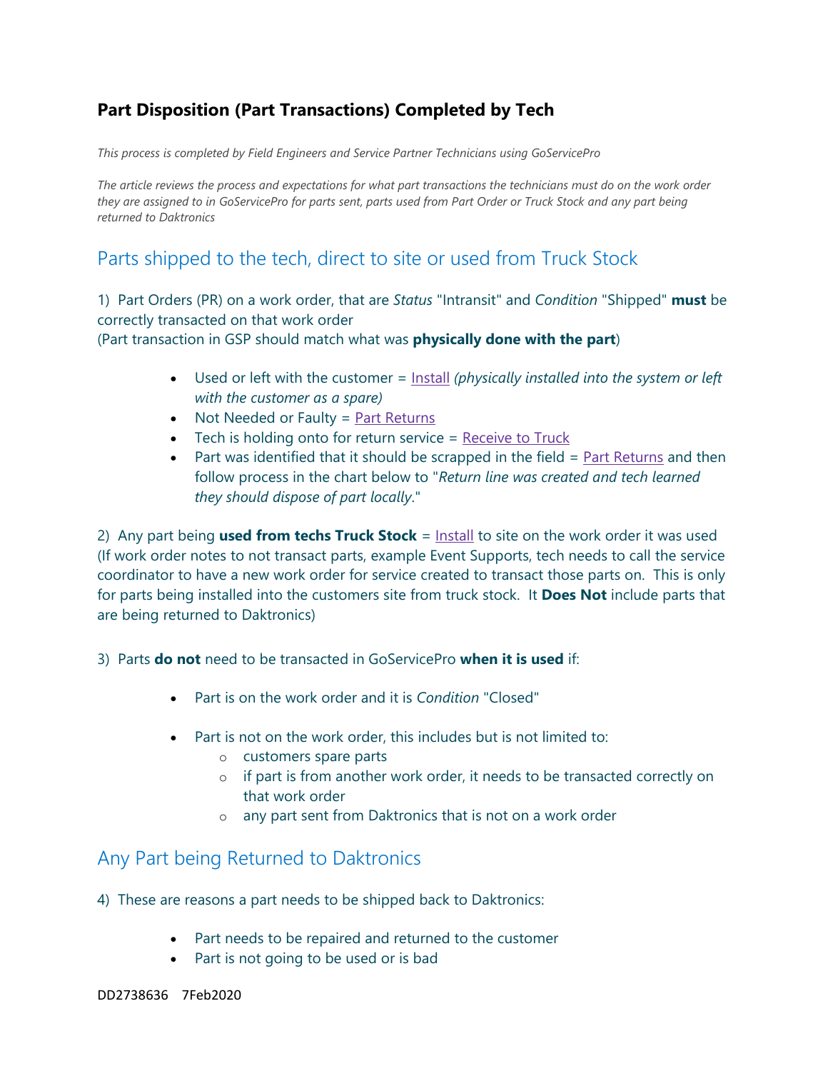# Part Disposition (Part Transactions) Completed by Tech

*This process is completed by Field Engineers and Service Partner Technicians using GoServicePro*

*The article reviews the process and expectations for what part transactions the technicians must do on the work order they are assigned to in GoServicePro for parts sent, parts used from Part Order or Truck Stock and any part being returned to Daktronics*

## Parts shipped to the tech, direct to site or used from Truck Stock

1) Part Orders (PR) on a work order, that are *Status* "Intransit" and *Condition* "Shipped" **must** be correctly transacted on that work order
(Part transaction in GSP should match what was **physically done with the part**)

- Used or left with the customer = Install *(physically installed into the system or left with the customer as a spare)*
- Not Needed or Faulty = Part Returns
- Tech is holding onto for return service = Receive to Truck
- Part was identified that it should be scrapped in the field = Part Returns and then follow process in the chart below to "*Return line was created and tech learned they should dispose of part locally*."

2) Any part being **used from techs Truck Stock** = Install to site on the work order it was used (If work order notes to not transact parts, example Event Supports, tech needs to call the service coordinator to have a new work order for service created to transact those parts on. This is only for parts being installed into the customers site from truck stock. It **Does Not** include parts that are being returned to Daktronics)

3) Parts **do not** need to be transacted in GoServicePro **when it is used** if:

- Part is on the work order and it is *Condition* "Closed"
- Part is not on the work order, this includes but is not limited to:
  - customers spare parts
  - if part is from another work order, it needs to be transacted correctly on that work order
  - any part sent from Daktronics that is not on a work order

## Any Part being Returned to Daktronics

4) These are reasons a part needs to be shipped back to Daktronics:

- Part needs to be repaired and returned to the customer
- Part is not going to be used or is bad

DD2738636 7Feb2020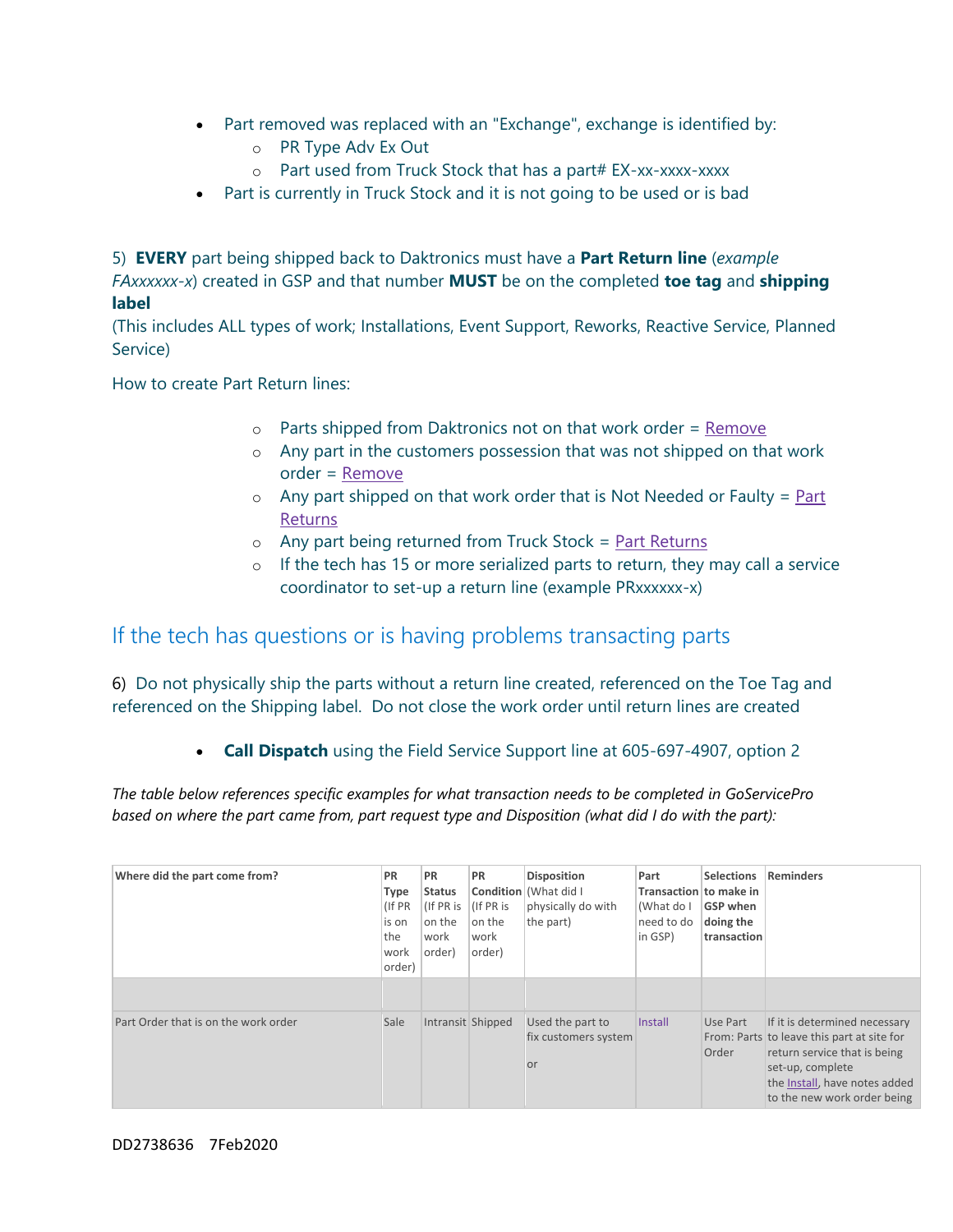- Part removed was replaced with an "Exchange", exchange is identified by:
  - PR Type Adv Ex Out
  - Part used from Truck Stock that has a part# EX-xx-xxxx-xxxx
- Part is currently in Truck Stock and it is not going to be used or is bad

5) **EVERY** part being shipped back to Daktronics must have a **Part Return line** (*example FAxxxxxx-x*) created in GSP and that number **MUST** be on the completed **toe tag** and **shipping label**
(This includes ALL types of work; Installations, Event Support, Reworks, Reactive Service, Planned Service)

How to create Part Return lines:

- Parts shipped from Daktronics not on that work order = Remove
- Any part in the customers possession that was not shipped on that work order = Remove
- Any part shipped on that work order that is Not Needed or Faulty = Part Returns
- Any part being returned from Truck Stock = Part Returns
- If the tech has 15 or more serialized parts to return, they may call a service coordinator to set-up a return line (example PRxxxxxx-x)

## If the tech has questions or is having problems transacting parts

6) Do not physically ship the parts without a return line created, referenced on the Toe Tag and referenced on the Shipping label. Do not close the work order until return lines are created

- **Call Dispatch** using the Field Service Support line at 605-697-4907, option 2

*The table below references specific examples for what transaction needs to be completed in GoServicePro based on where the part came from, part request type and Disposition (what did I do with the part):*

| Where did the part come from? | PR Type (If PR is on the work order) | PR Status (If PR is on the work order) | PR Condition (If PR is on the work order) | Disposition (What did I physically do with the part) | Part Transaction (What do I need to do in GSP) | Selections to make in GSP when doing the transaction | Reminders |
|---|---|---|---|---|---|---|---|
| | | | | | | | |
| Part Order that is on the work order | Sale | Intransit | Shipped | Used the part to fix customers system<br><br>or | Install | Use Part From: Parts Order | If it is determined necessary to leave this part at site for return service that is being set-up, complete the Install, have notes added to the new work order being |

DD2738636 7Feb2020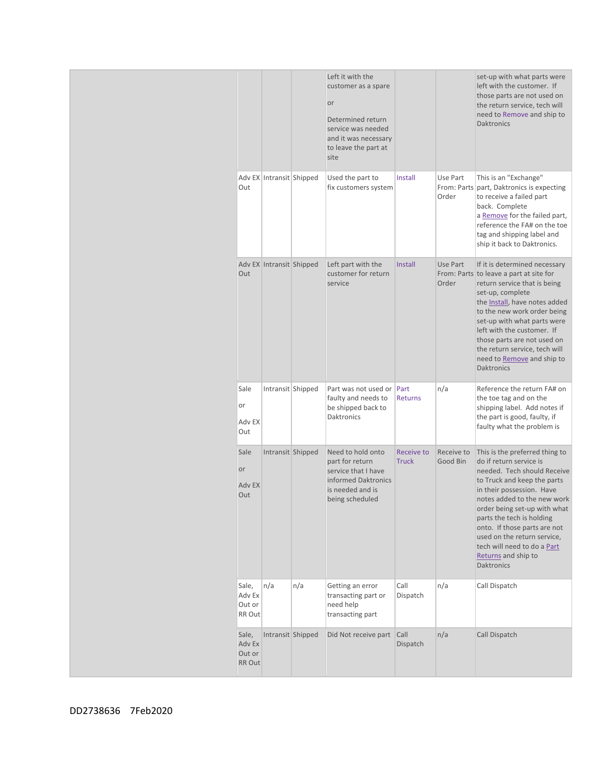| | | | | | | | |
|---|---|---|---|---|---|---|---|
| | | | | Left it with the customer as a spare<br><br>or<br><br>Determined return service was needed and it was necessary to leave the part at site | | | set-up with what parts were left with the customer. If those parts are not used on the return service, tech will need to Remove and ship to Daktronics |
| | Adv EX Out | Intransit | Shipped | Used the part to fix customers system | Install | Use Part From: Parts Order | This is an "Exchange" part, Daktronics is expecting to receive a failed part back. Complete a Remove for the failed part, reference the FA# on the toe tag and shipping label and ship it back to Daktronics. |
| | Adv EX Out | Intransit | Shipped | Left part with the customer for return service | Install | Use Part From: Parts Order | If it is determined necessary to leave a part at site for return service that is being set-up, complete the Install, have notes added to the new work order being set-up with what parts were left with the customer. If those parts are not used on the return service, tech will need to Remove and ship to Daktronics |
| | Sale<br><br>or<br><br>Adv EX Out | Intransit | Shipped | Part was not used or faulty and needs to be shipped back to Daktronics | Part Returns | n/a | Reference the return FA# on the toe tag and on the shipping label. Add notes if the part is good, faulty, if faulty what the problem is |
| | Sale<br><br>or<br><br>Adv EX Out | Intransit | Shipped | Need to hold onto part for return service that I have informed Daktronics is needed and is being scheduled | Receive to Truck | Receive to Good Bin | This is the preferred thing to do if return service is needed. Tech should Receive to Truck and keep the parts in their possession. Have notes added to the new work order being set-up with what parts the tech is holding onto. If those parts are not used on the return service, tech will need to do a Part Returns and ship to Daktronics |
| | Sale, Adv Ex Out or RR Out | n/a | n/a | Getting an error transacting part or need help transacting part | Call Dispatch | n/a | Call Dispatch |
| | Sale, Adv Ex Out or RR Out | Intransit | Shipped | Did Not receive part | Call Dispatch | n/a | Call Dispatch |

DD2738636 7Feb2020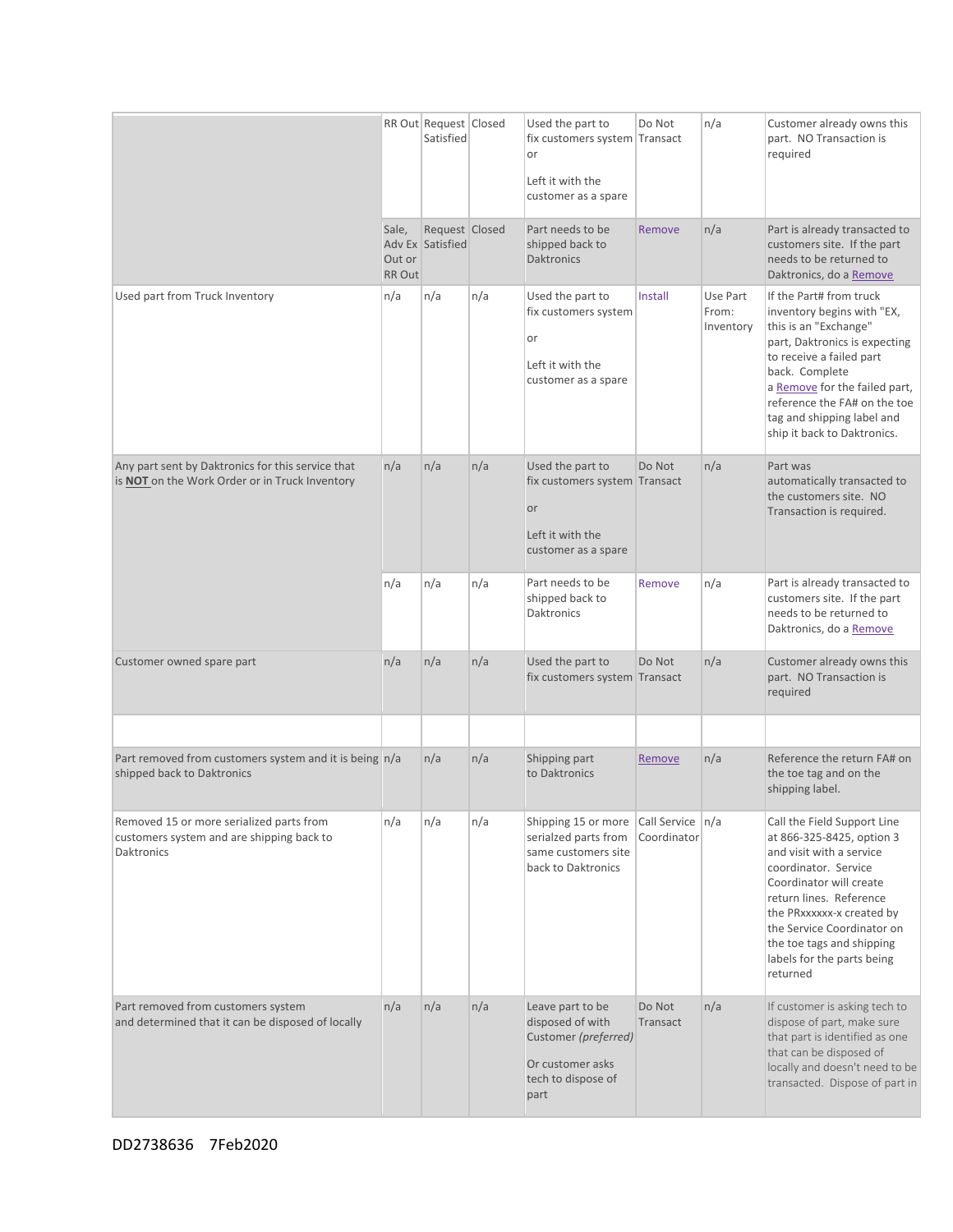| | | | | | | | |
|---|---|---|---|---|---|---|---|
| | RR Out | Request Satisfied | Closed | Used the part to fix customers system or Left it with the customer as a spare | Do Not Transact | n/a | Customer already owns this part. NO Transaction is required |
| | Sale, Adv Ex Out or RR Out | Request Satisfied | Closed | Part needs to be shipped back to Daktronics | Remove | n/a | Part is already transacted to customers site. If the part needs to be returned to Daktronics, do a Remove |
| Used part from Truck Inventory | n/a | n/a | n/a | Used the part to fix customers system or Left it with the customer as a spare | Install | Use Part From: Inventory | If the Part# from truck inventory begins with "EX, this is an "Exchange" part, Daktronics is expecting to receive a failed part back. Complete a Remove for the failed part, reference the FA# on the toe tag and shipping label and ship it back to Daktronics. |
| Any part sent by Daktronics for this service that is **NOT** on the Work Order or in Truck Inventory | n/a | n/a | n/a | Used the part to fix customers system or Left it with the customer as a spare | Do Not Transact | n/a | Part was automatically transacted to the customers site. NO Transaction is required. |
| | n/a | n/a | n/a | Part needs to be shipped back to Daktronics | Remove | n/a | Part is already transacted to customers site. If the part needs to be returned to Daktronics, do a Remove |
| Customer owned spare part | n/a | n/a | n/a | Used the part to fix customers system | Do Not Transact | n/a | Customer already owns this part. NO Transaction is required |
| | | | | | | | |
| Part removed from customers system and it is being shipped back to Daktronics | n/a | n/a | n/a | Shipping part to Daktronics | Remove | n/a | Reference the return FA# on the toe tag and on the shipping label. |
| Removed 15 or more serialized parts from customers system and are shipping back to Daktronics | n/a | n/a | n/a | Shipping 15 or more serialzed parts from same customers site back to Daktronics | Call Service Coordinator | n/a | Call the Field Support Line at 866-325-8425, option 3 and visit with a service coordinator. Service Coordinator will create return lines. Reference the PRxxxxxx-x created by the Service Coordinator on the toe tags and shipping labels for the parts being returned |
| Part removed from customers system and determined that it can be disposed of locally | n/a | n/a | n/a | Leave part to be disposed of with Customer *(preferred)* Or customer asks tech to dispose of part | Do Not Transact | n/a | If customer is asking tech to dispose of part, make sure that part is identified as one that can be disposed of locally and doesn't need to be transacted. Dispose of part in |

DD2738636 7Feb2020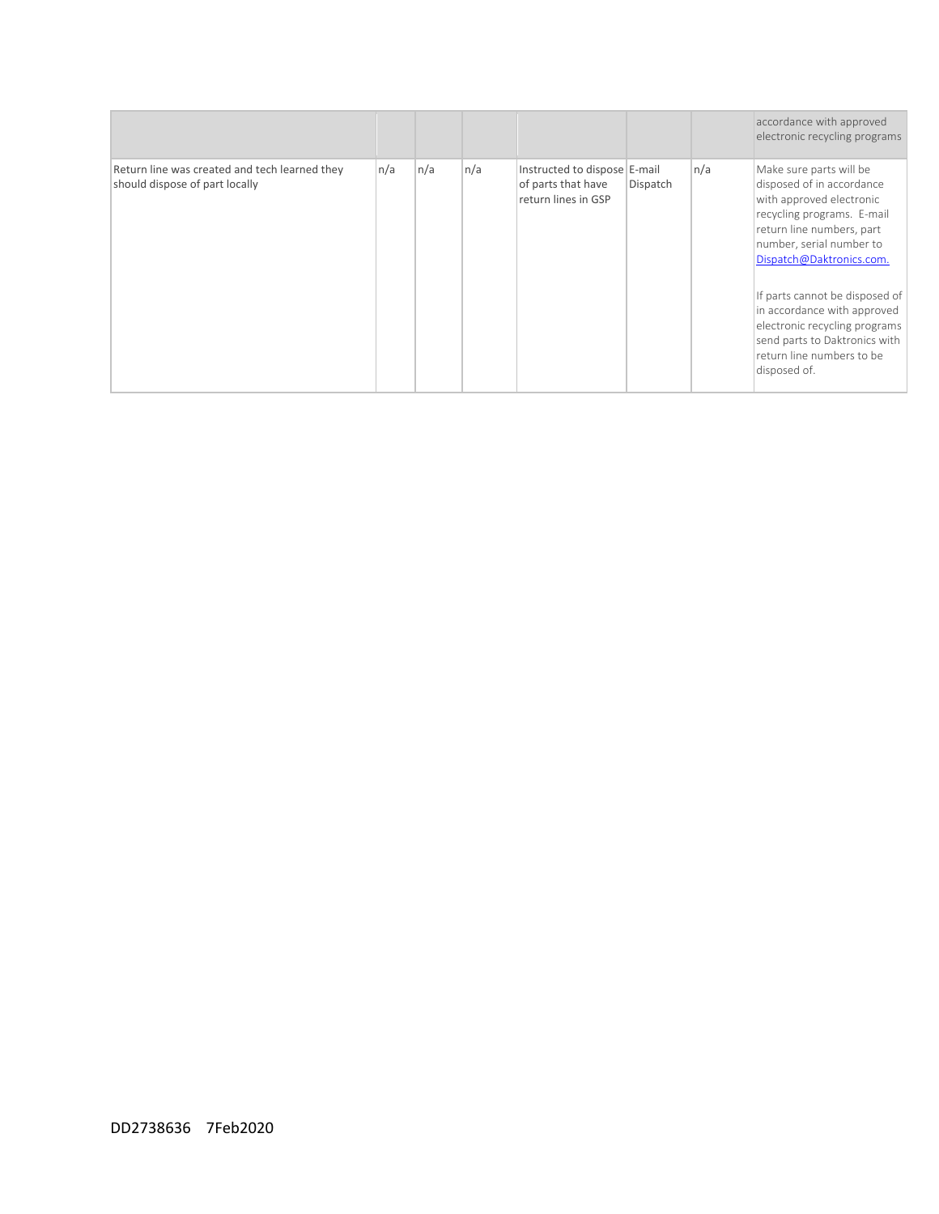| | | | | | | | |
|---|---|---|---|---|---|---|---|
| | | | | | | | accordance with approved electronic recycling programs |
| Return line was created and tech learned they should dispose of part locally | n/a | n/a | n/a | Instructed to dispose of parts that have return lines in GSP | E-mail Dispatch | n/a | Make sure parts will be disposed of in accordance with approved electronic recycling programs. E-mail return line numbers, part number, serial number to Dispatch@Daktronics.com.<br><br>If parts cannot be disposed of in accordance with approved electronic recycling programs send parts to Daktronics with return line numbers to be disposed of. |

DD2738636 7Feb2020